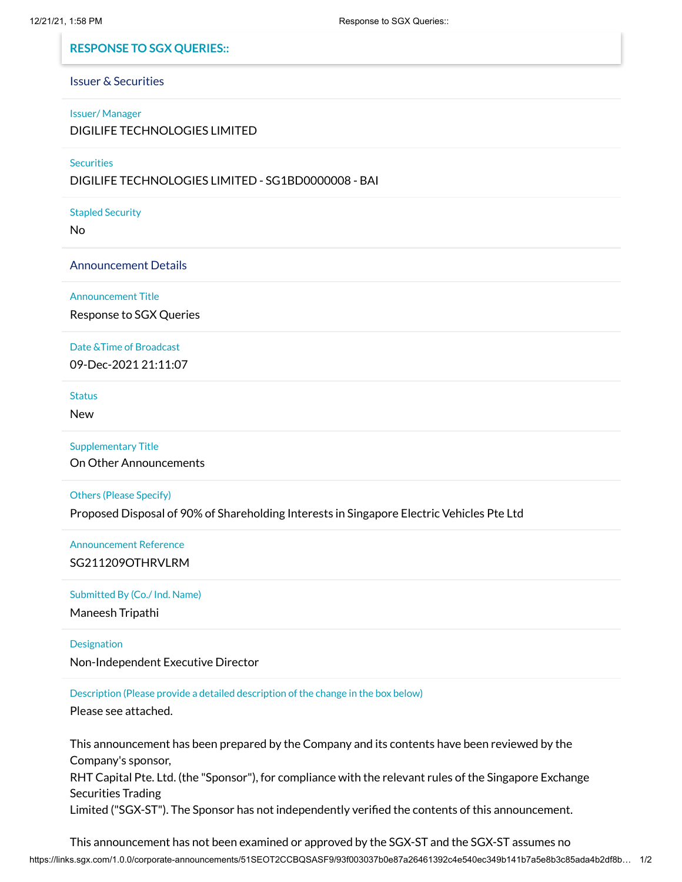## RESPONSE TO SGX QUERIES::

### Issuer & Securities

Issuer/ Manager

DIGILIFE TECHNOLOGIES LIMITED

Securities

DIGILIFE TECHNOLOGIES LIMITED - SG1BD0000008 - BAI

Stapled Security

No

### Announcement Details

Announcement Title

Response to SGX Queries

Date &Time of Broadcast

09-Dec-2021 21:11:07

Status

New

Supplementary Title

On Other Announcements

Others (Please Specify)

Proposed Disposal of 90% of Shareholding Interests in Singapore Electric Vehicles Pte Ltd

Announcement Reference

SG211209OTHRVLRM

Submitted By (Co./ Ind. Name)

Maneesh Tripathi

Designation

Non-Independent Executive Director

Description (Please provide a detailed description of the change in the box below)

Please see attached.

This announcement has been prepared by the Company and its contents have been reviewed by the Company's sponsor,
RHT Capital Pte. Ltd. (the "Sponsor"), for compliance with the relevant rules of the Singapore Exchange Securities Trading
Limited ("SGX-ST"). The Sponsor has not independently verified the contents of this announcement.

This announcement has not been examined or approved by the SGX-ST and the SGX-ST assumes no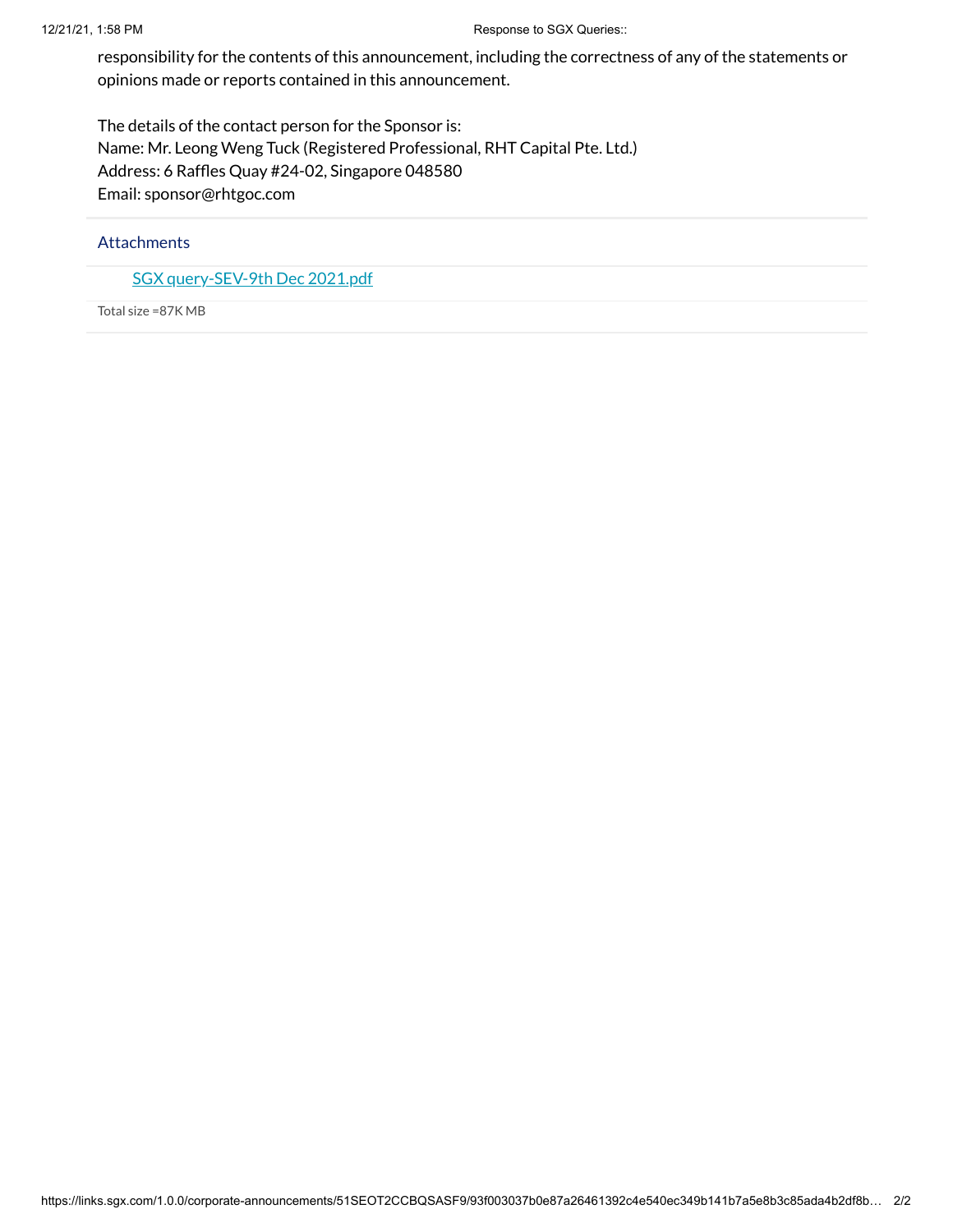responsibility for the contents of this announcement, including the correctness of any of the statements or opinions made or reports contained in this announcement.

The details of the contact person for the Sponsor is:
Name: Mr. Leong Weng Tuck (Registered Professional, RHT Capital Pte. Ltd.)
Address: 6 Raffles Quay #24-02, Singapore 048580
Email: sponsor@rhtgoc.com

## Attachments

SGX query-SEV-9th Dec 2021.pdf

Total size =87K MB